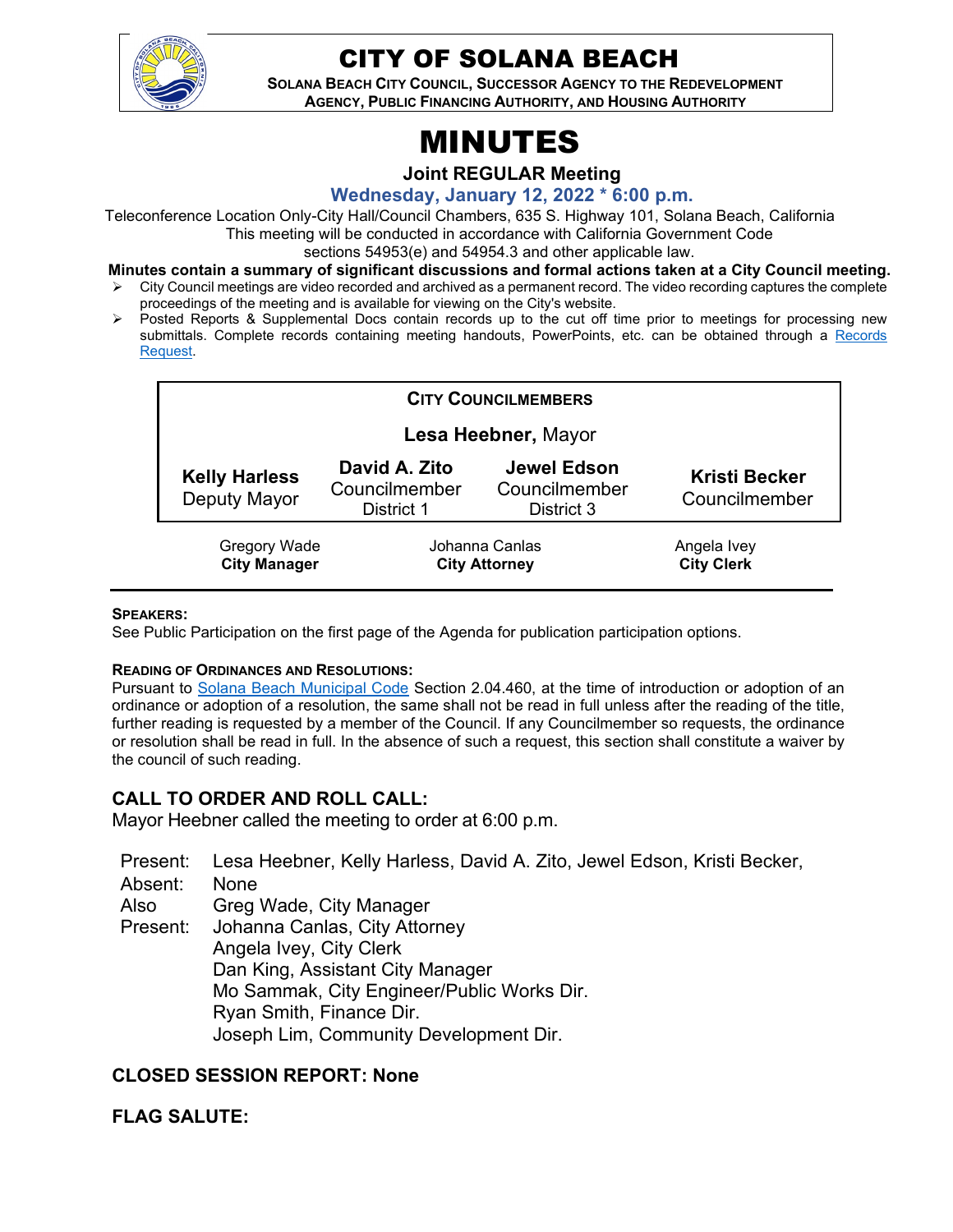# CITY OF SOLANA BEACH

**SOLANA BEACH CITY COUNCIL, SUCCESSOR AGENCY TO THE REDEVELOPMENT AGENCY, PUBLIC FINANCING AUTHORITY, AND HOUSING AUTHORITY**

# MINUTES

**Joint REGULAR Meeting**

**Wednesday, January 12, 2022 * 6:00 p.m.**

Teleconference Location Only-City Hall/Council Chambers, 635 S. Highway 101, Solana Beach, California
This meeting will be conducted in accordance with California Government Code sections 54953(e) and 54954.3 and other applicable law.

**Minutes contain a summary of significant discussions and formal actions taken at a City Council meeting.**

- City Council meetings are video recorded and archived as a permanent record. The video recording captures the complete proceedings of the meeting and is available for viewing on the City's website.
- Posted Reports & Supplemental Docs contain records up to the cut off time prior to meetings for processing new submittals. Complete records containing meeting handouts, PowerPoints, etc. can be obtained through a Records Request.

**CITY COUNCILMEMBERS**

**Lesa Heebner,** Mayor

| **Kelly Harless** Deputy Mayor | **David A. Zito** Councilmember District 1 | **Jewel Edson** Councilmember District 3 | **Kristi Becker** Councilmember |
|---|---|---|---|

| Gregory Wade **City Manager** | Johanna Canlas **City Attorney** | Angela Ivey **City Clerk** |
|---|---|---|

**SPEAKERS:**
See Public Participation on the first page of the Agenda for publication participation options.

**READING OF ORDINANCES AND RESOLUTIONS:**
Pursuant to Solana Beach Municipal Code Section 2.04.460, at the time of introduction or adoption of an ordinance or adoption of a resolution, the same shall not be read in full unless after the reading of the title, further reading is requested by a member of the Council. If any Councilmember so requests, the ordinance or resolution shall be read in full. In the absence of such a request, this section shall constitute a waiver by the council of such reading.

## CALL TO ORDER AND ROLL CALL:

Mayor Heebner called the meeting to order at 6:00 p.m.

Present: Lesa Heebner, Kelly Harless, David A. Zito, Jewel Edson, Kristi Becker,
Absent: None
Also Present: Greg Wade, City Manager
Johanna Canlas, City Attorney
Angela Ivey, City Clerk
Dan King, Assistant City Manager
Mo Sammak, City Engineer/Public Works Dir.
Ryan Smith, Finance Dir.
Joseph Lim, Community Development Dir.

## CLOSED SESSION REPORT: None

## FLAG SALUTE: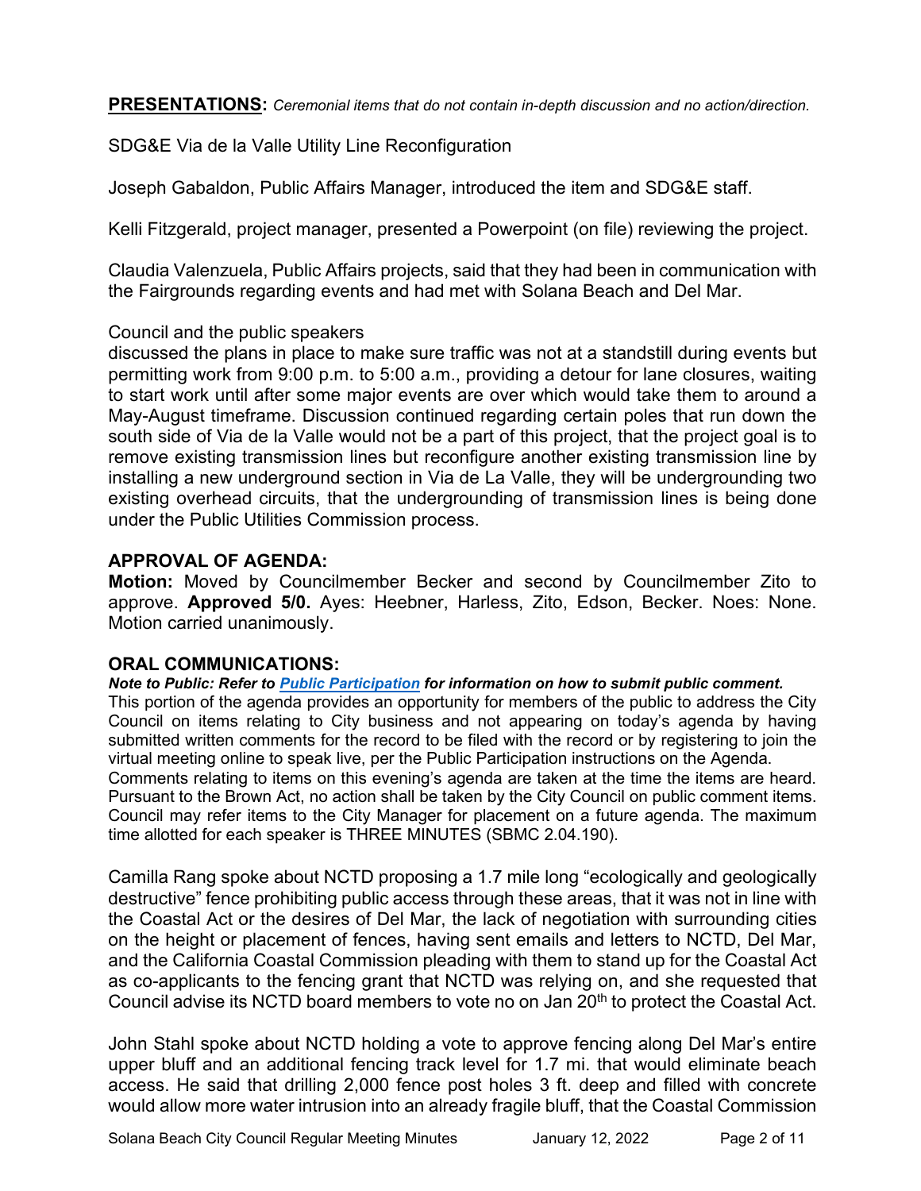**PRESENTATIONS:** *Ceremonial items that do not contain in-depth discussion and no action/direction.*

SDG&E Via de la Valle Utility Line Reconfiguration

Joseph Gabaldon, Public Affairs Manager, introduced the item and SDG&E staff.

Kelli Fitzgerald, project manager, presented a Powerpoint (on file) reviewing the project.

Claudia Valenzuela, Public Affairs projects, said that they had been in communication with the Fairgrounds regarding events and had met with Solana Beach and Del Mar.

Council and the public speakers discussed the plans in place to make sure traffic was not at a standstill during events but permitting work from 9:00 p.m. to 5:00 a.m., providing a detour for lane closures, waiting to start work until after some major events are over which would take them to around a May-August timeframe. Discussion continued regarding certain poles that run down the south side of Via de la Valle would not be a part of this project, that the project goal is to remove existing transmission lines but reconfigure another existing transmission line by installing a new underground section in Via de La Valle, they will be undergrounding two existing overhead circuits, that the undergrounding of transmission lines is being done under the Public Utilities Commission process.

**APPROVAL OF AGENDA:**

**Motion:** Moved by Councilmember Becker and second by Councilmember Zito to approve. **Approved 5/0.** Ayes: Heebner, Harless, Zito, Edson, Becker. Noes: None. Motion carried unanimously.

**ORAL COMMUNICATIONS:**

***Note to Public: Refer to Public Participation for information on how to submit public comment.***

This portion of the agenda provides an opportunity for members of the public to address the City Council on items relating to City business and not appearing on today's agenda by having submitted written comments for the record to be filed with the record or by registering to join the virtual meeting online to speak live, per the Public Participation instructions on the Agenda.
Comments relating to items on this evening's agenda are taken at the time the items are heard. Pursuant to the Brown Act, no action shall be taken by the City Council on public comment items. Council may refer items to the City Manager for placement on a future agenda. The maximum time allotted for each speaker is THREE MINUTES (SBMC 2.04.190).

Camilla Rang spoke about NCTD proposing a 1.7 mile long "ecologically and geologically destructive" fence prohibiting public access through these areas, that it was not in line with the Coastal Act or the desires of Del Mar, the lack of negotiation with surrounding cities on the height or placement of fences, having sent emails and letters to NCTD, Del Mar, and the California Coastal Commission pleading with them to stand up for the Coastal Act as co-applicants to the fencing grant that NCTD was relying on, and she requested that Council advise its NCTD board members to vote no on Jan 20th to protect the Coastal Act.

John Stahl spoke about NCTD holding a vote to approve fencing along Del Mar's entire upper bluff and an additional fencing track level for 1.7 mi. that would eliminate beach access. He said that drilling 2,000 fence post holes 3 ft. deep and filled with concrete would allow more water intrusion into an already fragile bluff, that the Coastal Commission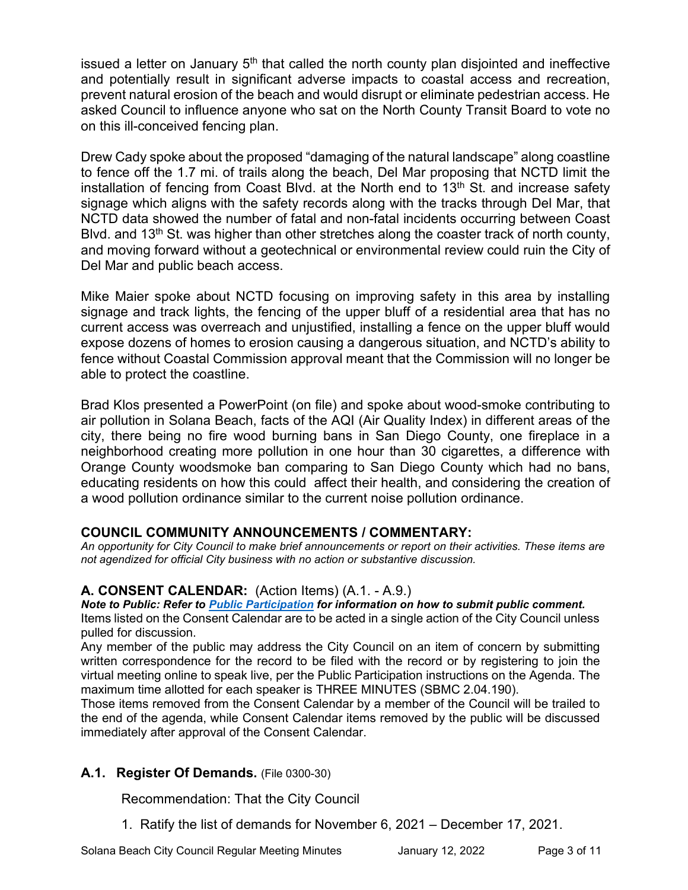issued a letter on January 5th that called the north county plan disjointed and ineffective and potentially result in significant adverse impacts to coastal access and recreation, prevent natural erosion of the beach and would disrupt or eliminate pedestrian access. He asked Council to influence anyone who sat on the North County Transit Board to vote no on this ill-conceived fencing plan.

Drew Cady spoke about the proposed "damaging of the natural landscape" along coastline to fence off the 1.7 mi. of trails along the beach, Del Mar proposing that NCTD limit the installation of fencing from Coast Blvd. at the North end to 13th St. and increase safety signage which aligns with the safety records along with the tracks through Del Mar, that NCTD data showed the number of fatal and non-fatal incidents occurring between Coast Blvd. and 13th St. was higher than other stretches along the coaster track of north county, and moving forward without a geotechnical or environmental review could ruin the City of Del Mar and public beach access.

Mike Maier spoke about NCTD focusing on improving safety in this area by installing signage and track lights, the fencing of the upper bluff of a residential area that has no current access was overreach and unjustified, installing a fence on the upper bluff would expose dozens of homes to erosion causing a dangerous situation, and NCTD's ability to fence without Coastal Commission approval meant that the Commission will no longer be able to protect the coastline.

Brad Klos presented a PowerPoint (on file) and spoke about wood-smoke contributing to air pollution in Solana Beach, facts of the AQI (Air Quality Index) in different areas of the city, there being no fire wood burning bans in San Diego County, one fireplace in a neighborhood creating more pollution in one hour than 30 cigarettes, a difference with Orange County woodsmoke ban comparing to San Diego County which had no bans, educating residents on how this could affect their health, and considering the creation of a wood pollution ordinance similar to the current noise pollution ordinance.

### COUNCIL COMMUNITY ANNOUNCEMENTS / COMMENTARY:

*An opportunity for City Council to make brief announcements or report on their activities. These items are not agendized for official City business with no action or substantive discussion.*

### A. CONSENT CALENDAR: (Action Items) (A.1. - A.9.)

***Note to Public: Refer to Public Participation for information on how to submit public comment.***

Items listed on the Consent Calendar are to be acted in a single action of the City Council unless pulled for discussion.

Any member of the public may address the City Council on an item of concern by submitting written correspondence for the record to be filed with the record or by registering to join the virtual meeting online to speak live, per the Public Participation instructions on the Agenda. The maximum time allotted for each speaker is THREE MINUTES (SBMC 2.04.190).

Those items removed from the Consent Calendar by a member of the Council will be trailed to the end of the agenda, while Consent Calendar items removed by the public will be discussed immediately after approval of the Consent Calendar.

### A.1. Register Of Demands. (File 0300-30)

Recommendation: That the City Council

1. Ratify the list of demands for November 6, 2021 – December 17, 2021.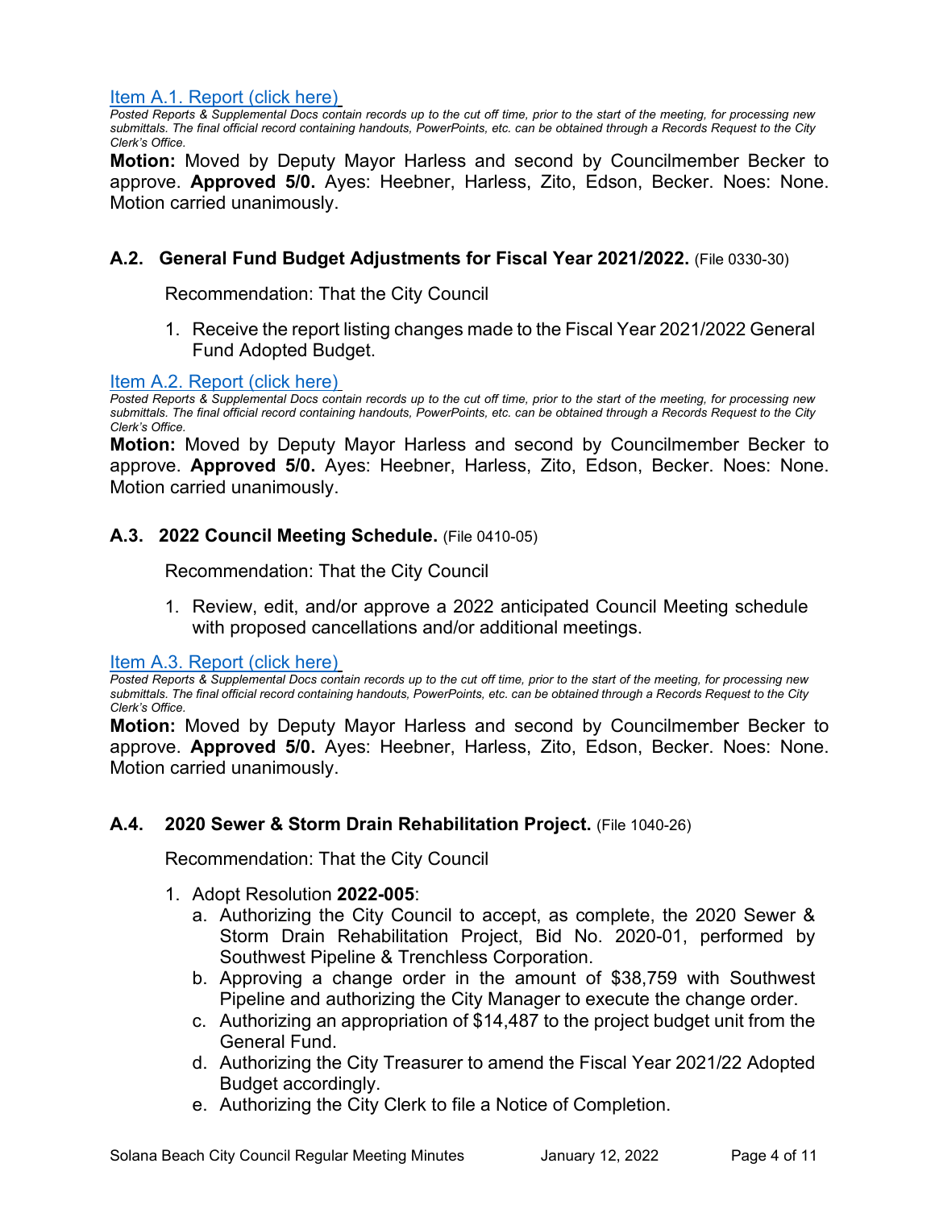[Item A.1. Report (click here)]

*Posted Reports & Supplemental Docs contain records up to the cut off time, prior to the start of the meeting, for processing new submittals. The final official record containing handouts, PowerPoints, etc. can be obtained through a Records Request to the City Clerk's Office.*

**Motion:** Moved by Deputy Mayor Harless and second by Councilmember Becker to approve. **Approved 5/0.** Ayes: Heebner, Harless, Zito, Edson, Becker. Noes: None. Motion carried unanimously.

### A.2. General Fund Budget Adjustments for Fiscal Year 2021/2022. (File 0330-30)

Recommendation: That the City Council

1. Receive the report listing changes made to the Fiscal Year 2021/2022 General Fund Adopted Budget.

[Item A.2. Report (click here)]

*Posted Reports & Supplemental Docs contain records up to the cut off time, prior to the start of the meeting, for processing new submittals. The final official record containing handouts, PowerPoints, etc. can be obtained through a Records Request to the City Clerk's Office.*

**Motion:** Moved by Deputy Mayor Harless and second by Councilmember Becker to approve. **Approved 5/0.** Ayes: Heebner, Harless, Zito, Edson, Becker. Noes: None. Motion carried unanimously.

### A.3. 2022 Council Meeting Schedule. (File 0410-05)

Recommendation: That the City Council

1. Review, edit, and/or approve a 2022 anticipated Council Meeting schedule with proposed cancellations and/or additional meetings.

[Item A.3. Report (click here)]

*Posted Reports & Supplemental Docs contain records up to the cut off time, prior to the start of the meeting, for processing new submittals. The final official record containing handouts, PowerPoints, etc. can be obtained through a Records Request to the City Clerk's Office.*

**Motion:** Moved by Deputy Mayor Harless and second by Councilmember Becker to approve. **Approved 5/0.** Ayes: Heebner, Harless, Zito, Edson, Becker. Noes: None. Motion carried unanimously.

### A.4. 2020 Sewer & Storm Drain Rehabilitation Project. (File 1040-26)

Recommendation: That the City Council

1. Adopt Resolution **2022-005**:
   a. Authorizing the City Council to accept, as complete, the 2020 Sewer & Storm Drain Rehabilitation Project, Bid No. 2020-01, performed by Southwest Pipeline & Trenchless Corporation.
   b. Approving a change order in the amount of $38,759 with Southwest Pipeline and authorizing the City Manager to execute the change order.
   c. Authorizing an appropriation of $14,487 to the project budget unit from the General Fund.
   d. Authorizing the City Treasurer to amend the Fiscal Year 2021/22 Adopted Budget accordingly.
   e. Authorizing the City Clerk to file a Notice of Completion.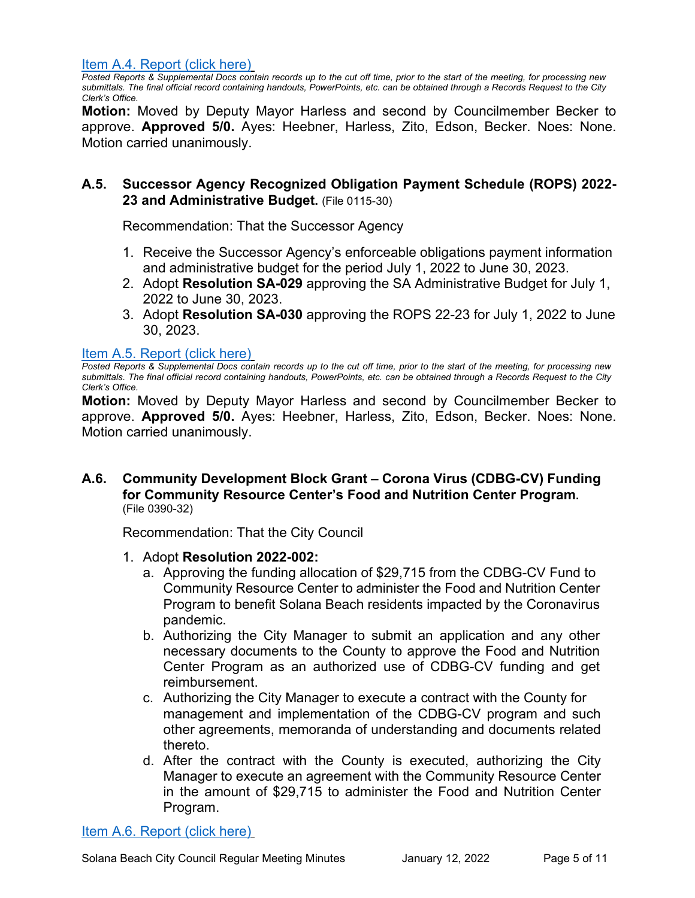[Item A.4. Report (click here)](#)

*Posted Reports & Supplemental Docs contain records up to the cut off time, prior to the start of the meeting, for processing new submittals. The final official record containing handouts, PowerPoints, etc. can be obtained through a Records Request to the City Clerk's Office.*

**Motion:** Moved by Deputy Mayor Harless and second by Councilmember Becker to approve. **Approved 5/0.** Ayes: Heebner, Harless, Zito, Edson, Becker. Noes: None. Motion carried unanimously.

### A.5. Successor Agency Recognized Obligation Payment Schedule (ROPS) 2022-23 and Administrative Budget. (File 0115-30)

Recommendation: That the Successor Agency

1. Receive the Successor Agency's enforceable obligations payment information and administrative budget for the period July 1, 2022 to June 30, 2023.
2. Adopt **Resolution SA-029** approving the SA Administrative Budget for July 1, 2022 to June 30, 2023.
3. Adopt **Resolution SA-030** approving the ROPS 22-23 for July 1, 2022 to June 30, 2023.

[Item A.5. Report (click here)](#)

*Posted Reports & Supplemental Docs contain records up to the cut off time, prior to the start of the meeting, for processing new submittals. The final official record containing handouts, PowerPoints, etc. can be obtained through a Records Request to the City Clerk's Office.*

**Motion:** Moved by Deputy Mayor Harless and second by Councilmember Becker to approve. **Approved 5/0.** Ayes: Heebner, Harless, Zito, Edson, Becker. Noes: None. Motion carried unanimously.

### A.6. Community Development Block Grant – Corona Virus (CDBG-CV) Funding for Community Resource Center's Food and Nutrition Center Program. (File 0390-32)

Recommendation: That the City Council

1. Adopt **Resolution 2022-002:**
   a. Approving the funding allocation of $29,715 from the CDBG-CV Fund to Community Resource Center to administer the Food and Nutrition Center Program to benefit Solana Beach residents impacted by the Coronavirus pandemic.
   b. Authorizing the City Manager to submit an application and any other necessary documents to the County to approve the Food and Nutrition Center Program as an authorized use of CDBG-CV funding and get reimbursement.
   c. Authorizing the City Manager to execute a contract with the County for management and implementation of the CDBG-CV program and such other agreements, memoranda of understanding and documents related thereto.
   d. After the contract with the County is executed, authorizing the City Manager to execute an agreement with the Community Resource Center in the amount of $29,715 to administer the Food and Nutrition Center Program.

[Item A.6. Report (click here)](#)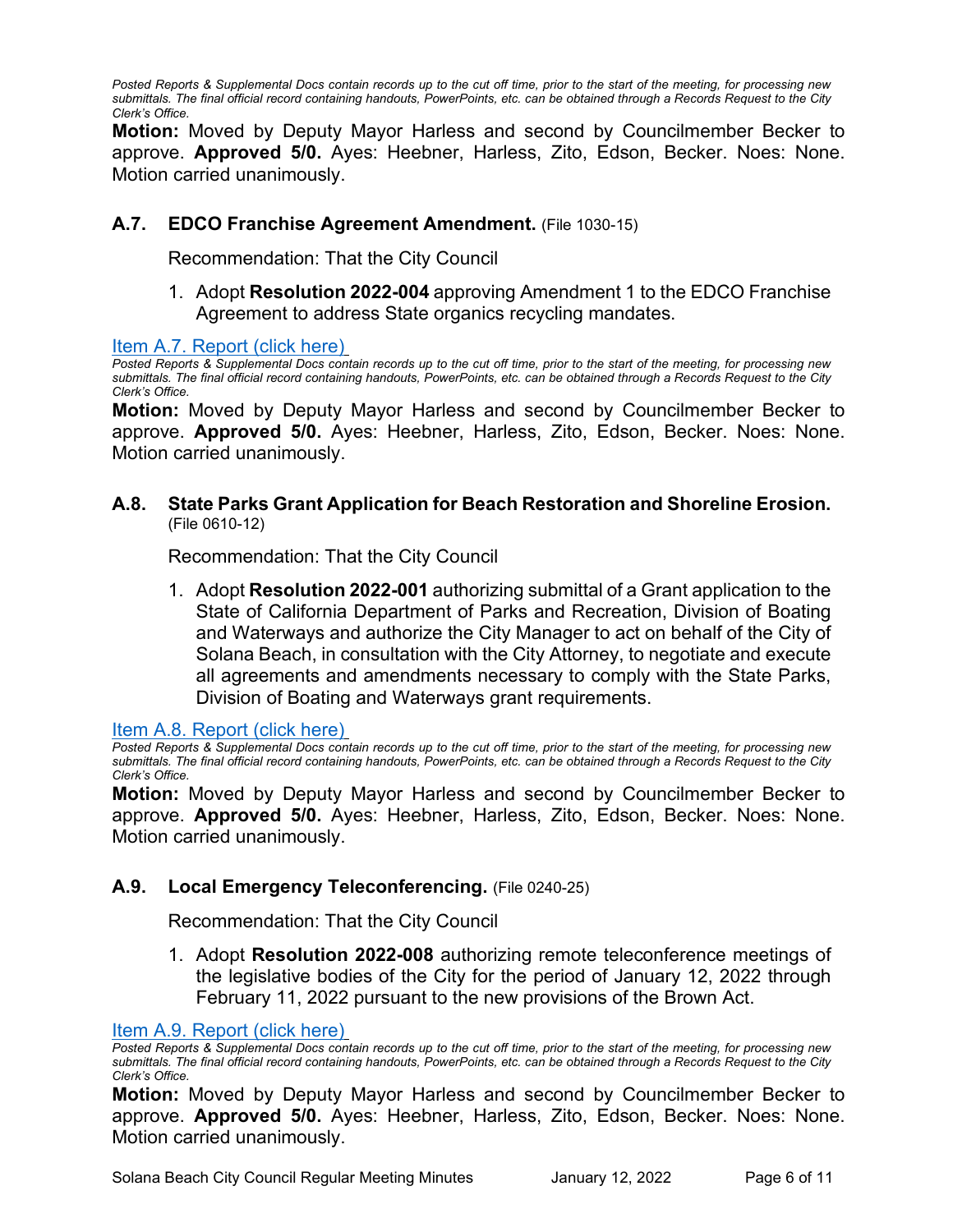*Posted Reports & Supplemental Docs contain records up to the cut off time, prior to the start of the meeting, for processing new submittals. The final official record containing handouts, PowerPoints, etc. can be obtained through a Records Request to the City Clerk's Office.*

**Motion:** Moved by Deputy Mayor Harless and second by Councilmember Becker to approve. **Approved 5/0.** Ayes: Heebner, Harless, Zito, Edson, Becker. Noes: None. Motion carried unanimously.

### A.7. EDCO Franchise Agreement Amendment. (File 1030-15)

Recommendation: That the City Council

1. Adopt **Resolution 2022-004** approving Amendment 1 to the EDCO Franchise Agreement to address State organics recycling mandates.

Item A.7. Report (click here)

*Posted Reports & Supplemental Docs contain records up to the cut off time, prior to the start of the meeting, for processing new submittals. The final official record containing handouts, PowerPoints, etc. can be obtained through a Records Request to the City Clerk's Office.*

**Motion:** Moved by Deputy Mayor Harless and second by Councilmember Becker to approve. **Approved 5/0.** Ayes: Heebner, Harless, Zito, Edson, Becker. Noes: None. Motion carried unanimously.

### A.8. State Parks Grant Application for Beach Restoration and Shoreline Erosion. (File 0610-12)

Recommendation: That the City Council

1. Adopt **Resolution 2022-001** authorizing submittal of a Grant application to the State of California Department of Parks and Recreation, Division of Boating and Waterways and authorize the City Manager to act on behalf of the City of Solana Beach, in consultation with the City Attorney, to negotiate and execute all agreements and amendments necessary to comply with the State Parks, Division of Boating and Waterways grant requirements.

Item A.8. Report (click here)

*Posted Reports & Supplemental Docs contain records up to the cut off time, prior to the start of the meeting, for processing new submittals. The final official record containing handouts, PowerPoints, etc. can be obtained through a Records Request to the City Clerk's Office.*

**Motion:** Moved by Deputy Mayor Harless and second by Councilmember Becker to approve. **Approved 5/0.** Ayes: Heebner, Harless, Zito, Edson, Becker. Noes: None. Motion carried unanimously.

### A.9. Local Emergency Teleconferencing. (File 0240-25)

Recommendation: That the City Council

1. Adopt **Resolution 2022-008** authorizing remote teleconference meetings of the legislative bodies of the City for the period of January 12, 2022 through February 11, 2022 pursuant to the new provisions of the Brown Act.

Item A.9. Report (click here)

*Posted Reports & Supplemental Docs contain records up to the cut off time, prior to the start of the meeting, for processing new submittals. The final official record containing handouts, PowerPoints, etc. can be obtained through a Records Request to the City Clerk's Office.*

**Motion:** Moved by Deputy Mayor Harless and second by Councilmember Becker to approve. **Approved 5/0.** Ayes: Heebner, Harless, Zito, Edson, Becker. Noes: None. Motion carried unanimously.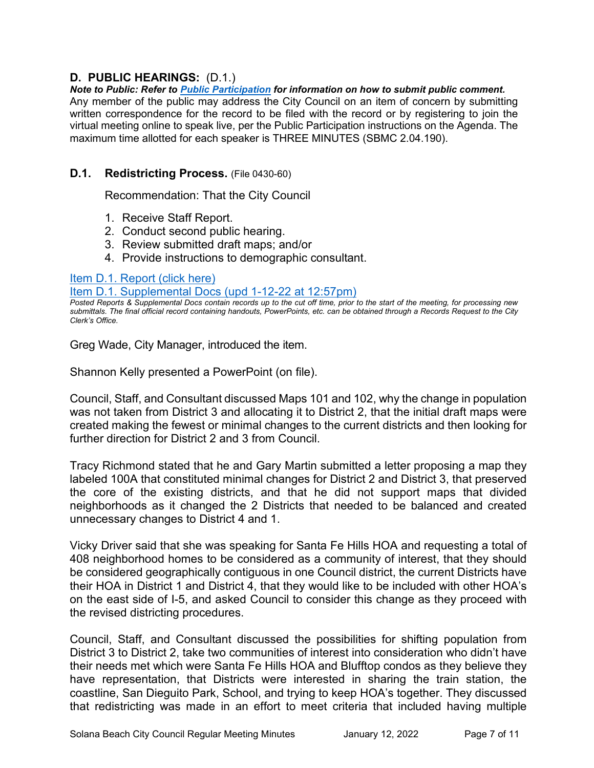## D. PUBLIC HEARINGS: (D.1.)

***Note to Public: Refer to [Public Participation](#) for information on how to submit public comment.***
Any member of the public may address the City Council on an item of concern by submitting written correspondence for the record to be filed with the record or by registering to join the virtual meeting online to speak live, per the Public Participation instructions on the Agenda. The maximum time allotted for each speaker is THREE MINUTES (SBMC 2.04.190).

### D.1. Redistricting Process. (File 0430-60)

Recommendation: That the City Council

1. Receive Staff Report.
2. Conduct second public hearing.
3. Review submitted draft maps; and/or
4. Provide instructions to demographic consultant.

[Item D.1. Report (click here)](#)
[Item D.1. Supplemental Docs (upd 1-12-22 at 12:57pm)](#)

*Posted Reports & Supplemental Docs contain records up to the cut off time, prior to the start of the meeting, for processing new submittals. The final official record containing handouts, PowerPoints, etc. can be obtained through a Records Request to the City Clerk's Office.*

Greg Wade, City Manager, introduced the item.

Shannon Kelly presented a PowerPoint (on file).

Council, Staff, and Consultant discussed Maps 101 and 102, why the change in population was not taken from District 3 and allocating it to District 2, that the initial draft maps were created making the fewest or minimal changes to the current districts and then looking for further direction for District 2 and 3 from Council.

Tracy Richmond stated that he and Gary Martin submitted a letter proposing a map they labeled 100A that constituted minimal changes for District 2 and District 3, that preserved the core of the existing districts, and that he did not support maps that divided neighborhoods as it changed the 2 Districts that needed to be balanced and created unnecessary changes to District 4 and 1.

Vicky Driver said that she was speaking for Santa Fe Hills HOA and requesting a total of 408 neighborhood homes to be considered as a community of interest, that they should be considered geographically contiguous in one Council district, the current Districts have their HOA in District 1 and District 4, that they would like to be included with other HOA's on the east side of I-5, and asked Council to consider this change as they proceed with the revised districting procedures.

Council, Staff, and Consultant discussed the possibilities for shifting population from District 3 to District 2, take two communities of interest into consideration who didn't have their needs met which were Santa Fe Hills HOA and Blufftop condos as they believe they have representation, that Districts were interested in sharing the train station, the coastline, San Dieguito Park, School, and trying to keep HOA's together. They discussed that redistricting was made in an effort to meet criteria that included having multiple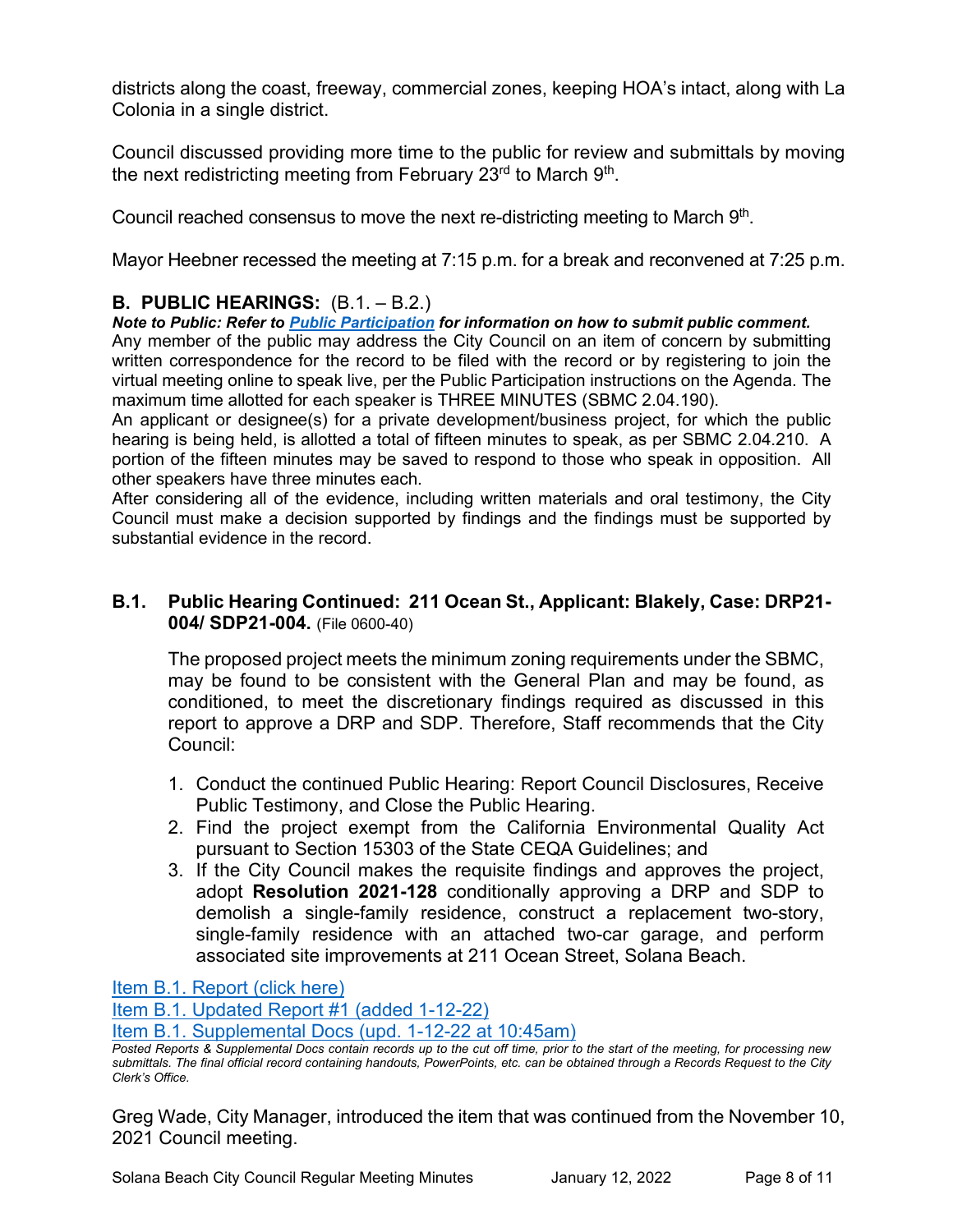districts along the coast, freeway, commercial zones, keeping HOA's intact, along with La Colonia in a single district.

Council discussed providing more time to the public for review and submittals by moving the next redistricting meeting from February 23rd to March 9th.

Council reached consensus to move the next re-districting meeting to March 9th.

Mayor Heebner recessed the meeting at 7:15 p.m. for a break and reconvened at 7:25 p.m.

## B. PUBLIC HEARINGS: (B.1. – B.2.)

***Note to Public: Refer to [Public Participation](#) for information on how to submit public comment.***

Any member of the public may address the City Council on an item of concern by submitting written correspondence for the record to be filed with the record or by registering to join the virtual meeting online to speak live, per the Public Participation instructions on the Agenda. The maximum time allotted for each speaker is THREE MINUTES (SBMC 2.04.190).

An applicant or designee(s) for a private development/business project, for which the public hearing is being held, is allotted a total of fifteen minutes to speak, as per SBMC 2.04.210. A portion of the fifteen minutes may be saved to respond to those who speak in opposition. All other speakers have three minutes each.

After considering all of the evidence, including written materials and oral testimony, the City Council must make a decision supported by findings and the findings must be supported by substantial evidence in the record.

### B.1. Public Hearing Continued: 211 Ocean St., Applicant: Blakely, Case: DRP21-004/ SDP21-004. (File 0600-40)

The proposed project meets the minimum zoning requirements under the SBMC, may be found to be consistent with the General Plan and may be found, as conditioned, to meet the discretionary findings required as discussed in this report to approve a DRP and SDP. Therefore, Staff recommends that the City Council:

1. Conduct the continued Public Hearing: Report Council Disclosures, Receive Public Testimony, and Close the Public Hearing.
2. Find the project exempt from the California Environmental Quality Act pursuant to Section 15303 of the State CEQA Guidelines; and
3. If the City Council makes the requisite findings and approves the project, adopt **Resolution 2021-128** conditionally approving a DRP and SDP to demolish a single-family residence, construct a replacement two-story, single-family residence with an attached two-car garage, and perform associated site improvements at 211 Ocean Street, Solana Beach.

[Item B.1. Report (click here)](#)
[Item B.1. Updated Report #1 (added 1-12-22)](#)
[Item B.1. Supplemental Docs (upd. 1-12-22 at 10:45am)](#)

*Posted Reports & Supplemental Docs contain records up to the cut off time, prior to the start of the meeting, for processing new submittals. The final official record containing handouts, PowerPoints, etc. can be obtained through a Records Request to the City Clerk's Office.*

Greg Wade, City Manager, introduced the item that was continued from the November 10, 2021 Council meeting.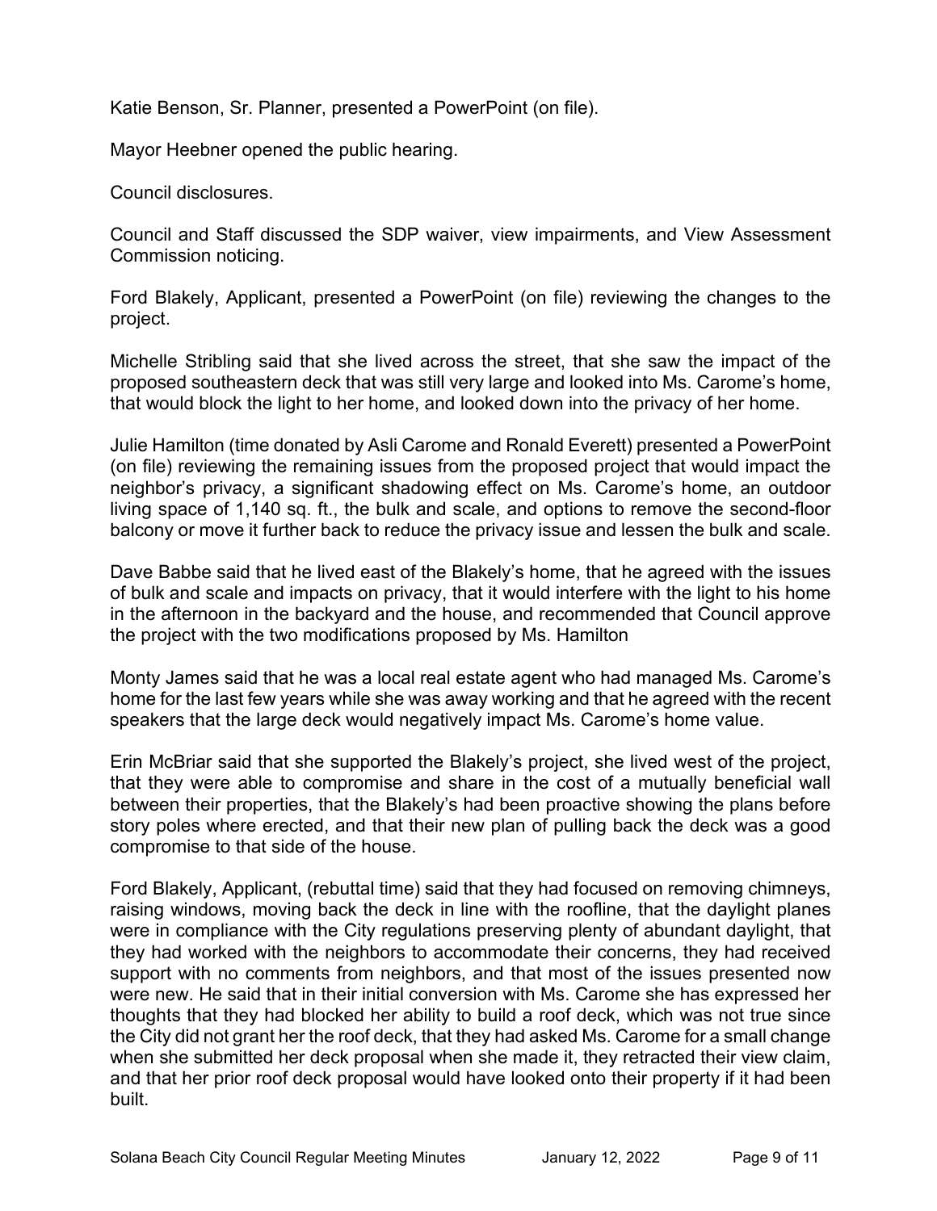Katie Benson, Sr. Planner, presented a PowerPoint (on file).

Mayor Heebner opened the public hearing.

Council disclosures.

Council and Staff discussed the SDP waiver, view impairments, and View Assessment Commission noticing.

Ford Blakely, Applicant, presented a PowerPoint (on file) reviewing the changes to the project.

Michelle Stribling said that she lived across the street, that she saw the impact of the proposed southeastern deck that was still very large and looked into Ms. Carome's home, that would block the light to her home, and looked down into the privacy of her home.

Julie Hamilton (time donated by Asli Carome and Ronald Everett) presented a PowerPoint (on file) reviewing the remaining issues from the proposed project that would impact the neighbor's privacy, a significant shadowing effect on Ms. Carome's home, an outdoor living space of 1,140 sq. ft., the bulk and scale, and options to remove the second-floor balcony or move it further back to reduce the privacy issue and lessen the bulk and scale.

Dave Babbe said that he lived east of the Blakely's home, that he agreed with the issues of bulk and scale and impacts on privacy, that it would interfere with the light to his home in the afternoon in the backyard and the house, and recommended that Council approve the project with the two modifications proposed by Ms. Hamilton

Monty James said that he was a local real estate agent who had managed Ms. Carome's home for the last few years while she was away working and that he agreed with the recent speakers that the large deck would negatively impact Ms. Carome's home value.

Erin McBriar said that she supported the Blakely's project, she lived west of the project, that they were able to compromise and share in the cost of a mutually beneficial wall between their properties, that the Blakely's had been proactive showing the plans before story poles where erected, and that their new plan of pulling back the deck was a good compromise to that side of the house.

Ford Blakely, Applicant, (rebuttal time) said that they had focused on removing chimneys, raising windows, moving back the deck in line with the roofline, that the daylight planes were in compliance with the City regulations preserving plenty of abundant daylight, that they had worked with the neighbors to accommodate their concerns, they had received support with no comments from neighbors, and that most of the issues presented now were new. He said that in their initial conversion with Ms. Carome she has expressed her thoughts that they had blocked her ability to build a roof deck, which was not true since the City did not grant her the roof deck, that they had asked Ms. Carome for a small change when she submitted her deck proposal when she made it, they retracted their view claim, and that her prior roof deck proposal would have looked onto their property if it had been built.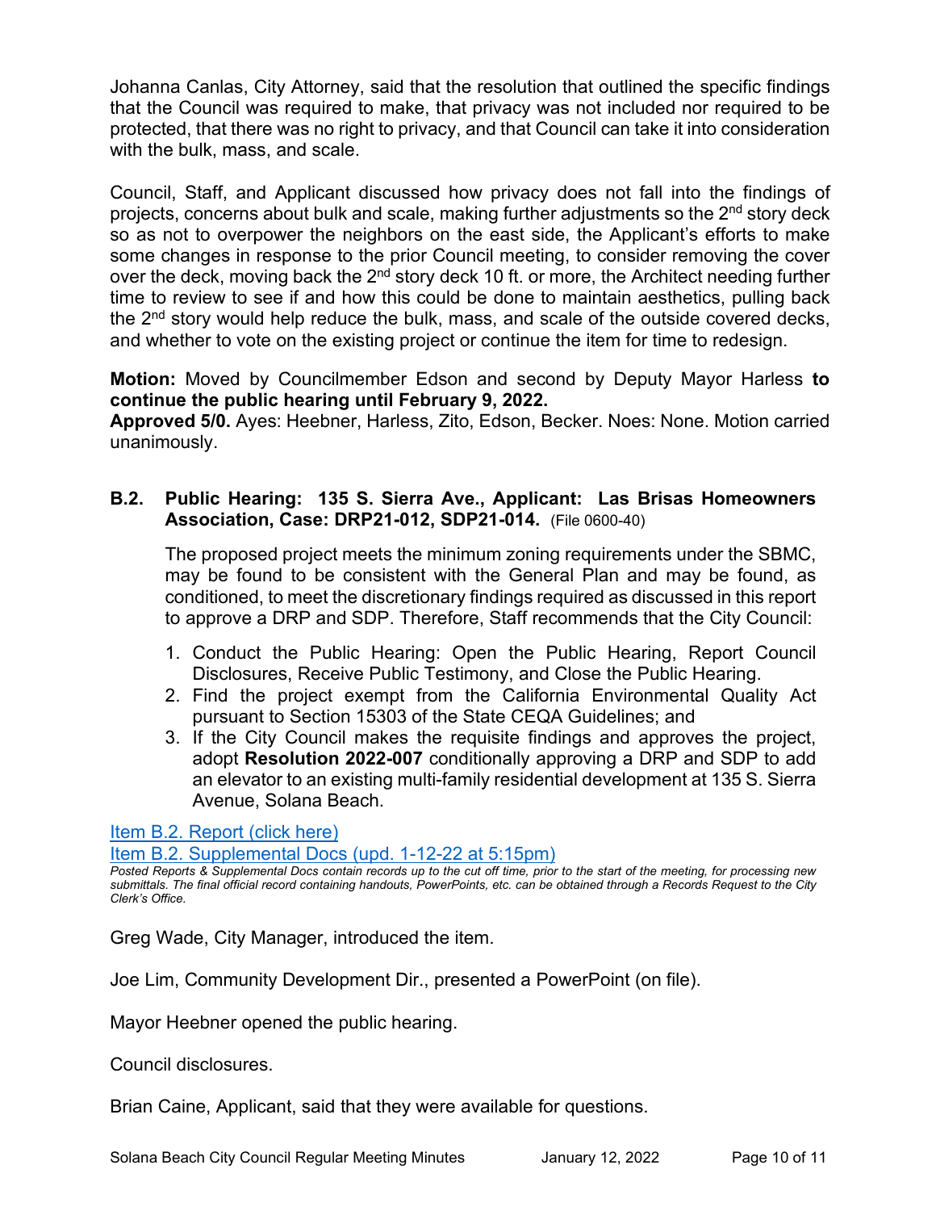Johanna Canlas, City Attorney, said that the resolution that outlined the specific findings that the Council was required to make, that privacy was not included nor required to be protected, that there was no right to privacy, and that Council can take it into consideration with the bulk, mass, and scale.

Council, Staff, and Applicant discussed how privacy does not fall into the findings of projects, concerns about bulk and scale, making further adjustments so the 2nd story deck so as not to overpower the neighbors on the east side, the Applicant's efforts to make some changes in response to the prior Council meeting, to consider removing the cover over the deck, moving back the 2nd story deck 10 ft. or more, the Architect needing further time to review to see if and how this could be done to maintain aesthetics, pulling back the 2nd story would help reduce the bulk, mass, and scale of the outside covered decks, and whether to vote on the existing project or continue the item for time to redesign.

**Motion:** Moved by Councilmember Edson and second by Deputy Mayor Harless **to continue the public hearing until February 9, 2022.**
**Approved 5/0.** Ayes: Heebner, Harless, Zito, Edson, Becker. Noes: None. Motion carried unanimously.

**B.2. Public Hearing: 135 S. Sierra Ave., Applicant: Las Brisas Homeowners Association, Case: DRP21-012, SDP21-014.** (File 0600-40)

The proposed project meets the minimum zoning requirements under the SBMC, may be found to be consistent with the General Plan and may be found, as conditioned, to meet the discretionary findings required as discussed in this report to approve a DRP and SDP. Therefore, Staff recommends that the City Council:

1. Conduct the Public Hearing: Open the Public Hearing, Report Council Disclosures, Receive Public Testimony, and Close the Public Hearing.
2. Find the project exempt from the California Environmental Quality Act pursuant to Section 15303 of the State CEQA Guidelines; and
3. If the City Council makes the requisite findings and approves the project, adopt **Resolution 2022-007** conditionally approving a DRP and SDP to add an elevator to an existing multi-family residential development at 135 S. Sierra Avenue, Solana Beach.

Item B.2. Report (click here)
Item B.2. Supplemental Docs (upd. 1-12-22 at 5:15pm)

*Posted Reports & Supplemental Docs contain records up to the cut off time, prior to the start of the meeting, for processing new submittals. The final official record containing handouts, PowerPoints, etc. can be obtained through a Records Request to the City Clerk's Office.*

Greg Wade, City Manager, introduced the item.

Joe Lim, Community Development Dir., presented a PowerPoint (on file).

Mayor Heebner opened the public hearing.

Council disclosures.

Brian Caine, Applicant, said that they were available for questions.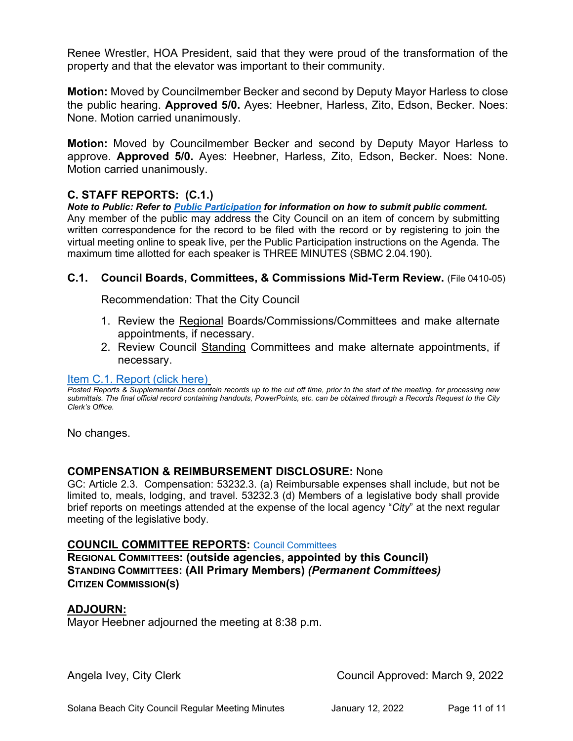Renee Wrestler, HOA President, said that they were proud of the transformation of the property and that the elevator was important to their community.

**Motion:** Moved by Councilmember Becker and second by Deputy Mayor Harless to close the public hearing. **Approved 5/0.** Ayes: Heebner, Harless, Zito, Edson, Becker. Noes: None. Motion carried unanimously.

**Motion:** Moved by Councilmember Becker and second by Deputy Mayor Harless to approve. **Approved 5/0.** Ayes: Heebner, Harless, Zito, Edson, Becker. Noes: None. Motion carried unanimously.

## C. STAFF REPORTS: (C.1.)

***Note to Public: Refer to Public Participation for information on how to submit public comment.***
Any member of the public may address the City Council on an item of concern by submitting written correspondence for the record to be filed with the record or by registering to join the virtual meeting online to speak live, per the Public Participation instructions on the Agenda. The maximum time allotted for each speaker is THREE MINUTES (SBMC 2.04.190).

### C.1. Council Boards, Committees, & Commissions Mid-Term Review. (File 0410-05)

Recommendation: That the City Council

1. Review the Regional Boards/Commissions/Committees and make alternate appointments, if necessary.
2. Review Council Standing Committees and make alternate appointments, if necessary.

Item C.1. Report (click here)

*Posted Reports & Supplemental Docs contain records up to the cut off time, prior to the start of the meeting, for processing new submittals. The final official record containing handouts, PowerPoints, etc. can be obtained through a Records Request to the City Clerk's Office.*

No changes.

## COMPENSATION & REIMBURSEMENT DISCLOSURE: None

GC: Article 2.3. Compensation: 53232.3. (a) Reimbursable expenses shall include, but not be limited to, meals, lodging, and travel. 53232.3 (d) Members of a legislative body shall provide brief reports on meetings attended at the expense of the local agency "*City*" at the next regular meeting of the legislative body.

## COUNCIL COMMITTEE REPORTS: Council Committees

**REGIONAL COMMITTEES: (outside agencies, appointed by this Council)**
**STANDING COMMITTEES: (All Primary Members) *(Permanent Committees)***
**CITIZEN COMMISSION(S)**

## ADJOURN:

Mayor Heebner adjourned the meeting at 8:38 p.m.

Angela Ivey, City Clerk

Council Approved: March 9, 2022